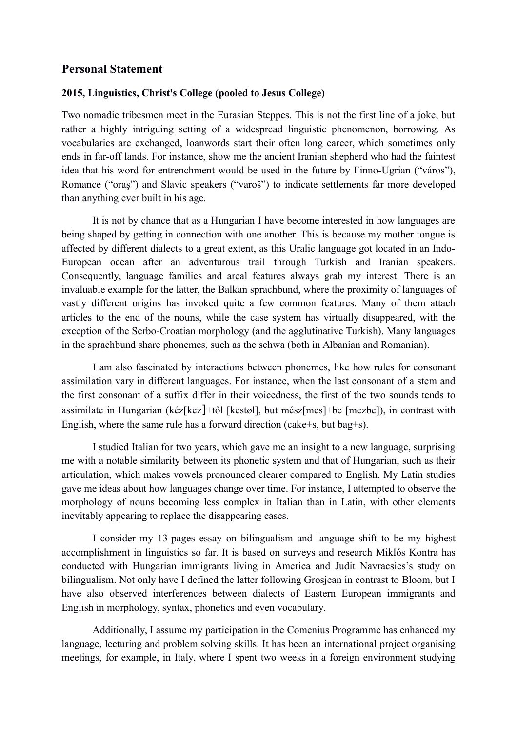## Personal Statement

**2015, Linguistics, Christ's College (pooled to Jesus College)**

Two nomadic tribesmen meet in the Eurasian Steppes. This is not the first line of a joke, but rather a highly intriguing setting of a widespread linguistic phenomenon, borrowing. As vocabularies are exchanged, loanwords start their often long career, which sometimes only ends in far-off lands. For instance, show me the ancient Iranian shepherd who had the faintest idea that his word for entrenchment would be used in the future by Finno-Ugrian ("város"), Romance ("oraş") and Slavic speakers ("varoš") to indicate settlements far more developed than anything ever built in his age.

It is not by chance that as a Hungarian I have become interested in how languages are being shaped by getting in connection with one another. This is because my mother tongue is affected by different dialects to a great extent, as this Uralic language got located in an Indo-European ocean after an adventurous trail through Turkish and Iranian speakers. Consequently, language families and areal features always grab my interest. There is an invaluable example for the latter, the Balkan sprachbund, where the proximity of languages of vastly different origins has invoked quite a few common features. Many of them attach articles to the end of the nouns, while the case system has virtually disappeared, with the exception of the Serbo-Croatian morphology (and the agglutinative Turkish). Many languages in the sprachbund share phonemes, such as the schwa (both in Albanian and Romanian).

I am also fascinated by interactions between phonemes, like how rules for consonant assimilation vary in different languages. For instance, when the last consonant of a stem and the first consonant of a suffix differ in their voicedness, the first of the two sounds tends to assimilate in Hungarian (kéz[kez]+től [kestøl], but mész[mes]+be [mezbe]), in contrast with English, where the same rule has a forward direction (cake+s, but bag+s).

I studied Italian for two years, which gave me an insight to a new language, surprising me with a notable similarity between its phonetic system and that of Hungarian, such as their articulation, which makes vowels pronounced clearer compared to English. My Latin studies gave me ideas about how languages change over time. For instance, I attempted to observe the morphology of nouns becoming less complex in Italian than in Latin, with other elements inevitably appearing to replace the disappearing cases.

I consider my 13-pages essay on bilingualism and language shift to be my highest accomplishment in linguistics so far. It is based on surveys and research Miklós Kontra has conducted with Hungarian immigrants living in America and Judit Navracsics's study on bilingualism. Not only have I defined the latter following Grosjean in contrast to Bloom, but I have also observed interferences between dialects of Eastern European immigrants and English in morphology, syntax, phonetics and even vocabulary.

Additionally, I assume my participation in the Comenius Programme has enhanced my language, lecturing and problem solving skills. It has been an international project organising meetings, for example, in Italy, where I spent two weeks in a foreign environment studying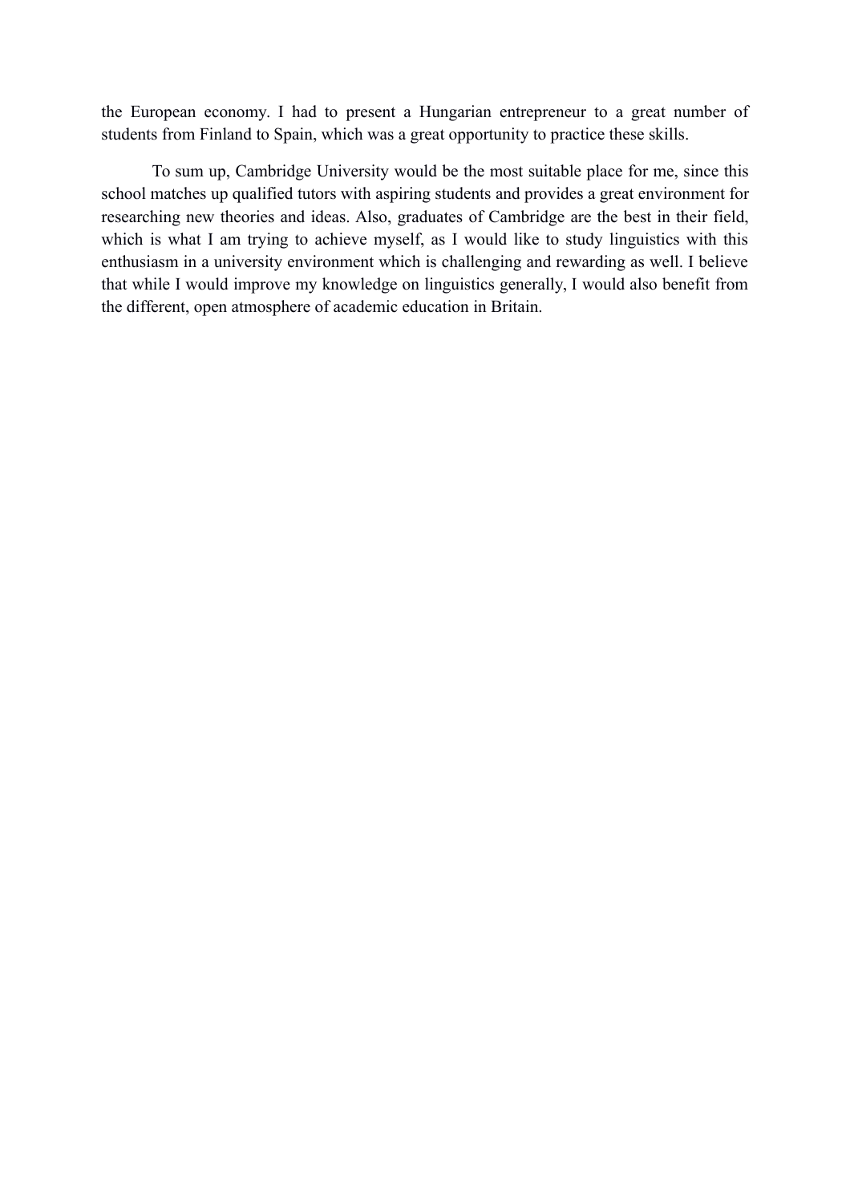the European economy. I had to present a Hungarian entrepreneur to a great number of students from Finland to Spain, which was a great opportunity to practice these skills.

To sum up, Cambridge University would be the most suitable place for me, since this school matches up qualified tutors with aspiring students and provides a great environment for researching new theories and ideas. Also, graduates of Cambridge are the best in their field, which is what I am trying to achieve myself, as I would like to study linguistics with this enthusiasm in a university environment which is challenging and rewarding as well. I believe that while I would improve my knowledge on linguistics generally, I would also benefit from the different, open atmosphere of academic education in Britain.